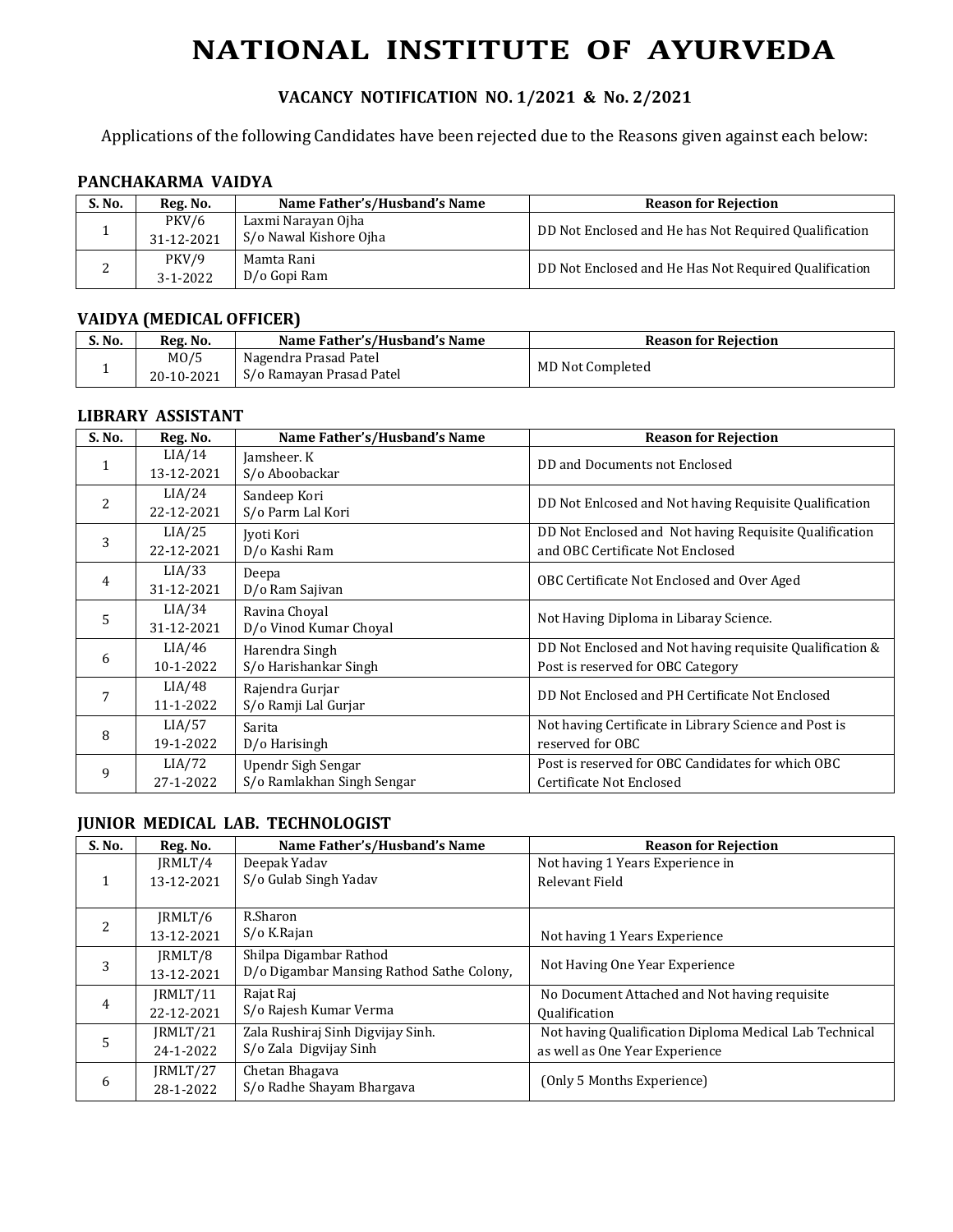# NATIONAL INSTITUTE OF AYURVEDA

## VACANCY NOTIFICATION NO. 1/2021 & No. 2/2021

Applications of the following Candidates have been rejected due to the Reasons given against each below:

### PANCHAKARMA VAIDYA

| S. No. | Reg. No. | Name Father's/Husband's Name | Reason for Rejection |
|---|---|---|---|
| 1 | PKV/6 31-12-2021 | Laxmi Narayan Ojha S/o Nawal Kishore Ojha | DD Not Enclosed and He has Not Required Qualification |
| 2 | PKV/9 3-1-2022 | Mamta Rani D/o Gopi Ram | DD Not Enclosed and He Has Not Required Qualification |

### VAIDYA (MEDICAL OFFICER)

| S. No. | Reg. No. | Name Father's/Husband's Name | Reason for Rejection |
|---|---|---|---|
| 1 | MO/5 20-10-2021 | Nagendra Prasad Patel S/o Ramayan Prasad Patel | MD Not Completed |

### LIBRARY ASSISTANT

| S. No. | Reg. No. | Name Father's/Husband's Name | Reason for Rejection |
|---|---|---|---|
| 1 | LIA/14 13-12-2021 | Jamsheer. K S/o Aboobackar | DD and Documents not Enclosed |
| 2 | LIA/24 22-12-2021 | Sandeep Kori S/o Parm Lal Kori | DD Not Enlcosed and Not having Requisite Qualification |
| 3 | LIA/25 22-12-2021 | Jyoti Kori D/o Kashi Ram | DD Not Enclosed and Not having Requisite Qualification and OBC Certificate Not Enclosed |
| 4 | LIA/33 31-12-2021 | Deepa D/o Ram Sajivan | OBC Certificate Not Enclosed and Over Aged |
| 5 | LIA/34 31-12-2021 | Ravina Choyal D/o Vinod Kumar Choyal | Not Having Diploma in Libaray Science. |
| 6 | LIA/46 10-1-2022 | Harendra Singh S/o Harishankar Singh | DD Not Enclosed and Not having requisite Qualification & Post is reserved for OBC Category |
| 7 | LIA/48 11-1-2022 | Rajendra Gurjar S/o Ramji Lal Gurjar | DD Not Enclosed and PH Certificate Not Enclosed |
| 8 | LIA/57 19-1-2022 | Sarita D/o Harisingh | Not having Certificate in Library Science and Post is reserved for OBC |
| 9 | LIA/72 27-1-2022 | Upendr Sigh Sengar S/o Ramlakhan Singh Sengar | Post is reserved for OBC Candidates for which OBC Certificate Not Enclosed |

### JUNIOR MEDICAL LAB. TECHNOLOGIST

| S. No. | Reg. No. | Name Father's/Husband's Name | Reason for Rejection |
|---|---|---|---|
| 1 | JRMLT/4 13-12-2021 | Deepak Yadav S/o Gulab Singh Yadav | Not having 1 Years Experience in Relevant Field |
| 2 | JRMLT/6 13-12-2021 | R.Sharon S/o K.Rajan | Not having 1 Years Experience |
| 3 | JRMLT/8 13-12-2021 | Shilpa Digambar Rathod D/o Digambar Mansing Rathod Sathe Colony, | Not Having One Year Experience |
| 4 | JRMLT/11 22-12-2021 | Rajat Raj S/o Rajesh Kumar Verma | No Document Attached and Not having requisite Qualification |
| 5 | JRMLT/21 24-1-2022 | Zala Rushiraj Sinh Digvijay Sinh. S/o Zala Digvijay Sinh | Not having Qualification Diploma Medical Lab Technical as well as One Year Experience |
| 6 | JRMLT/27 28-1-2022 | Chetan Bhagava S/o Radhe Shayam Bhargava | (Only 5 Months Experience) |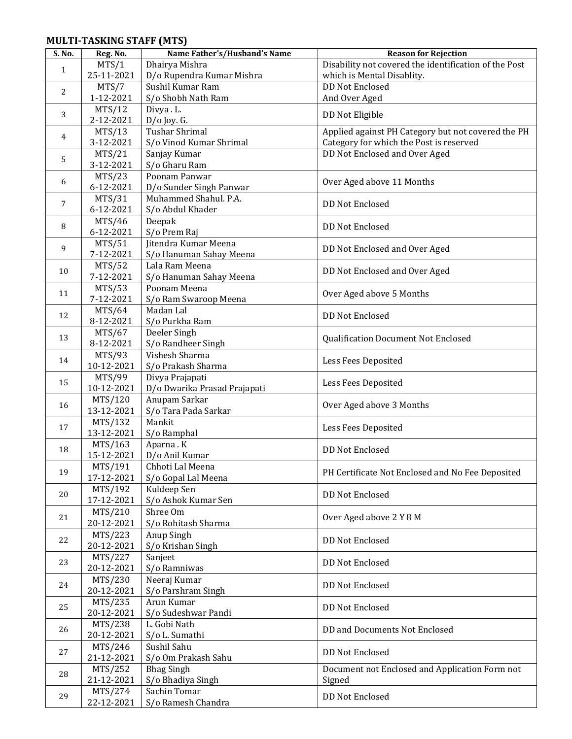## MULTI-TASKING STAFF (MTS)

| S. No. | Reg. No. | Name Father's/Husband's Name | Reason for Rejection |
|---|---|---|---|
| 1 | MTS/1 25-11-2021 | Dhairya Mishra D/o Rupendra Kumar Mishra | Disability not covered the identification of the Post which is Mental Disablity. |
| 2 | MTS/7 1-12-2021 | Sushil Kumar Ram S/o Shobh Nath Ram | DD Not Enclosed And Over Aged |
| 3 | MTS/12 2-12-2021 | Divya . L. D/o Joy. G. | DD Not Eligible |
| 4 | MTS/13 3-12-2021 | Tushar Shrimal S/o Vinod Kumar Shrimal | Applied against PH Category but not covered the PH Category for which the Post is reserved |
| 5 | MTS/21 3-12-2021 | Sanjay Kumar S/o Gharu Ram | DD Not Enclosed and Over Aged |
| 6 | MTS/23 6-12-2021 | Poonam Panwar D/o Sunder Singh Panwar | Over Aged above 11 Months |
| 7 | MTS/31 6-12-2021 | Muhammed Shahul. P.A. S/o Abdul Khader | DD Not Enclosed |
| 8 | MTS/46 6-12-2021 | Deepak S/o Prem Raj | DD Not Enclosed |
| 9 | MTS/51 7-12-2021 | Jitendra Kumar Meena S/o Hanuman Sahay Meena | DD Not Enclosed and Over Aged |
| 10 | MTS/52 7-12-2021 | Lala Ram Meena S/o Hanuman Sahay Meena | DD Not Enclosed and Over Aged |
| 11 | MTS/53 7-12-2021 | Poonam Meena S/o Ram Swaroop Meena | Over Aged above 5 Months |
| 12 | MTS/64 8-12-2021 | Madan Lal S/o Purkha Ram | DD Not Enclosed |
| 13 | MTS/67 8-12-2021 | Deeler Singh S/o Randheer Singh | Qualification Document Not Enclosed |
| 14 | MTS/93 10-12-2021 | Vishesh Sharma S/o Prakash Sharma | Less Fees Deposited |
| 15 | MTS/99 10-12-2021 | Divya Prajapati D/o Dwarika Prasad Prajapati | Less Fees Deposited |
| 16 | MTS/120 13-12-2021 | Anupam Sarkar S/o Tara Pada Sarkar | Over Aged above 3 Months |
| 17 | MTS/132 13-12-2021 | Mankit S/o Ramphal | Less Fees Deposited |
| 18 | MTS/163 15-12-2021 | Aparna . K D/o Anil Kumar | DD Not Enclosed |
| 19 | MTS/191 17-12-2021 | Chhoti Lal Meena S/o Gopal Lal Meena | PH Certificate Not Enclosed and No Fee Deposited |
| 20 | MTS/192 17-12-2021 | Kuldeep Sen S/o Ashok Kumar Sen | DD Not Enclosed |
| 21 | MTS/210 20-12-2021 | Shree Om S/o Rohitash Sharma | Over Aged above 2 Y 8 M |
| 22 | MTS/223 20-12-2021 | Anup Singh S/o Krishan Singh | DD Not Enclosed |
| 23 | MTS/227 20-12-2021 | Sanjeet S/o Ramniwas | DD Not Enclosed |
| 24 | MTS/230 20-12-2021 | Neeraj Kumar S/o Parshram Singh | DD Not Enclosed |
| 25 | MTS/235 20-12-2021 | Arun Kumar S/o Sudeshwar Pandi | DD Not Enclosed |
| 26 | MTS/238 20-12-2021 | L. Gobi Nath S/o L. Sumathi | DD and Documents Not Enclosed |
| 27 | MTS/246 21-12-2021 | Sushil Sahu S/o Om Prakash Sahu | DD Not Enclosed |
| 28 | MTS/252 21-12-2021 | Bhag Singh S/o Bhadiya Singh | Document not Enclosed and Application Form not Signed |
| 29 | MTS/274 22-12-2021 | Sachin Tomar S/o Ramesh Chandra | DD Not Enclosed |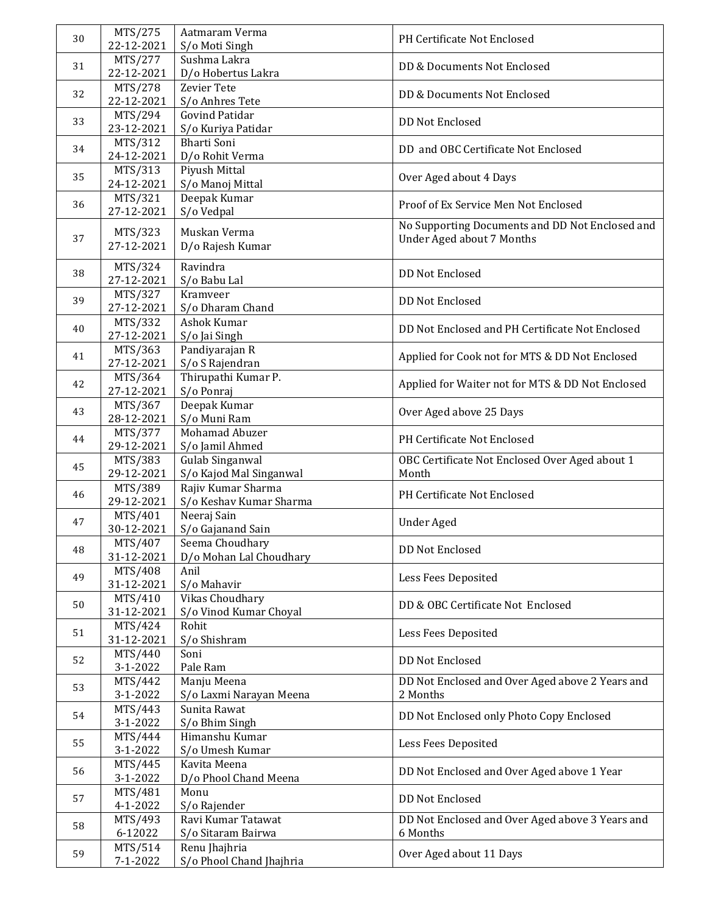| 30 | MTS/275<br>22-12-2021 | Aatmaram Verma<br>S/o Moti Singh | PH Certificate Not Enclosed |
|---|---|---|---|
| 31 | MTS/277<br>22-12-2021 | Sushma Lakra<br>D/o Hobertus Lakra | DD & Documents Not Enclosed |
| 32 | MTS/278<br>22-12-2021 | Zevier Tete<br>S/o Anhres Tete | DD & Documents Not Enclosed |
| 33 | MTS/294<br>23-12-2021 | Govind Patidar<br>S/o Kuriya Patidar | DD Not Enclosed |
| 34 | MTS/312<br>24-12-2021 | Bharti Soni<br>D/o Rohit Verma | DD and OBC Certificate Not Enclosed |
| 35 | MTS/313<br>24-12-2021 | Piyush Mittal<br>S/o Manoj Mittal | Over Aged about 4 Days |
| 36 | MTS/321<br>27-12-2021 | Deepak Kumar<br>S/o Vedpal | Proof of Ex Service Men Not Enclosed |
| 37 | MTS/323<br>27-12-2021 | Muskan Verma<br>D/o Rajesh Kumar | No Supporting Documents and DD Not Enclosed and Under Aged about 7 Months |
| 38 | MTS/324<br>27-12-2021 | Ravindra<br>S/o Babu Lal | DD Not Enclosed |
| 39 | MTS/327<br>27-12-2021 | Kramveer<br>S/o Dharam Chand | DD Not Enclosed |
| 40 | MTS/332<br>27-12-2021 | Ashok Kumar<br>S/o Jai Singh | DD Not Enclosed and PH Certificate Not Enclosed |
| 41 | MTS/363<br>27-12-2021 | Pandiyarajan R<br>S/o S Rajendran | Applied for Cook not for MTS & DD Not Enclosed |
| 42 | MTS/364<br>27-12-2021 | Thirupathi Kumar P.<br>S/o Ponraj | Applied for Waiter not for MTS & DD Not Enclosed |
| 43 | MTS/367<br>28-12-2021 | Deepak Kumar<br>S/o Muni Ram | Over Aged above 25 Days |
| 44 | MTS/377<br>29-12-2021 | Mohamad Abuzer<br>S/o Jamil Ahmed | PH Certificate Not Enclosed |
| 45 | MTS/383<br>29-12-2021 | Gulab Singanwal<br>S/o Kajod Mal Singanwal | OBC Certificate Not Enclosed Over Aged about 1 Month |
| 46 | MTS/389<br>29-12-2021 | Rajiv Kumar Sharma<br>S/o Keshav Kumar Sharma | PH Certificate Not Enclosed |
| 47 | MTS/401<br>30-12-2021 | Neeraj Sain<br>S/o Gajanand Sain | Under Aged |
| 48 | MTS/407<br>31-12-2021 | Seema Choudhary<br>D/o Mohan Lal Choudhary | DD Not Enclosed |
| 49 | MTS/408<br>31-12-2021 | Anil<br>S/o Mahavir | Less Fees Deposited |
| 50 | MTS/410<br>31-12-2021 | Vikas Choudhary<br>S/o Vinod Kumar Choyal | DD & OBC Certificate Not Enclosed |
| 51 | MTS/424<br>31-12-2021 | Rohit<br>S/o Shishram | Less Fees Deposited |
| 52 | MTS/440<br>3-1-2022 | Soni<br>Pale Ram | DD Not Enclosed |
| 53 | MTS/442<br>3-1-2022 | Manju Meena<br>S/o Laxmi Narayan Meena | DD Not Enclosed and Over Aged above 2 Years and 2 Months |
| 54 | MTS/443<br>3-1-2022 | Sunita Rawat<br>S/o Bhim Singh | DD Not Enclosed only Photo Copy Enclosed |
| 55 | MTS/444<br>3-1-2022 | Himanshu Kumar<br>S/o Umesh Kumar | Less Fees Deposited |
| 56 | MTS/445<br>3-1-2022 | Kavita Meena<br>D/o Phool Chand Meena | DD Not Enclosed and Over Aged above 1 Year |
| 57 | MTS/481<br>4-1-2022 | Monu<br>S/o Rajender | DD Not Enclosed |
| 58 | MTS/493<br>6-12022 | Ravi Kumar Tatawat<br>S/o Sitaram Bairwa | DD Not Enclosed and Over Aged above 3 Years and 6 Months |
| 59 | MTS/514<br>7-1-2022 | Renu Jhajhria<br>S/o Phool Chand Jhajhria | Over Aged about 11 Days |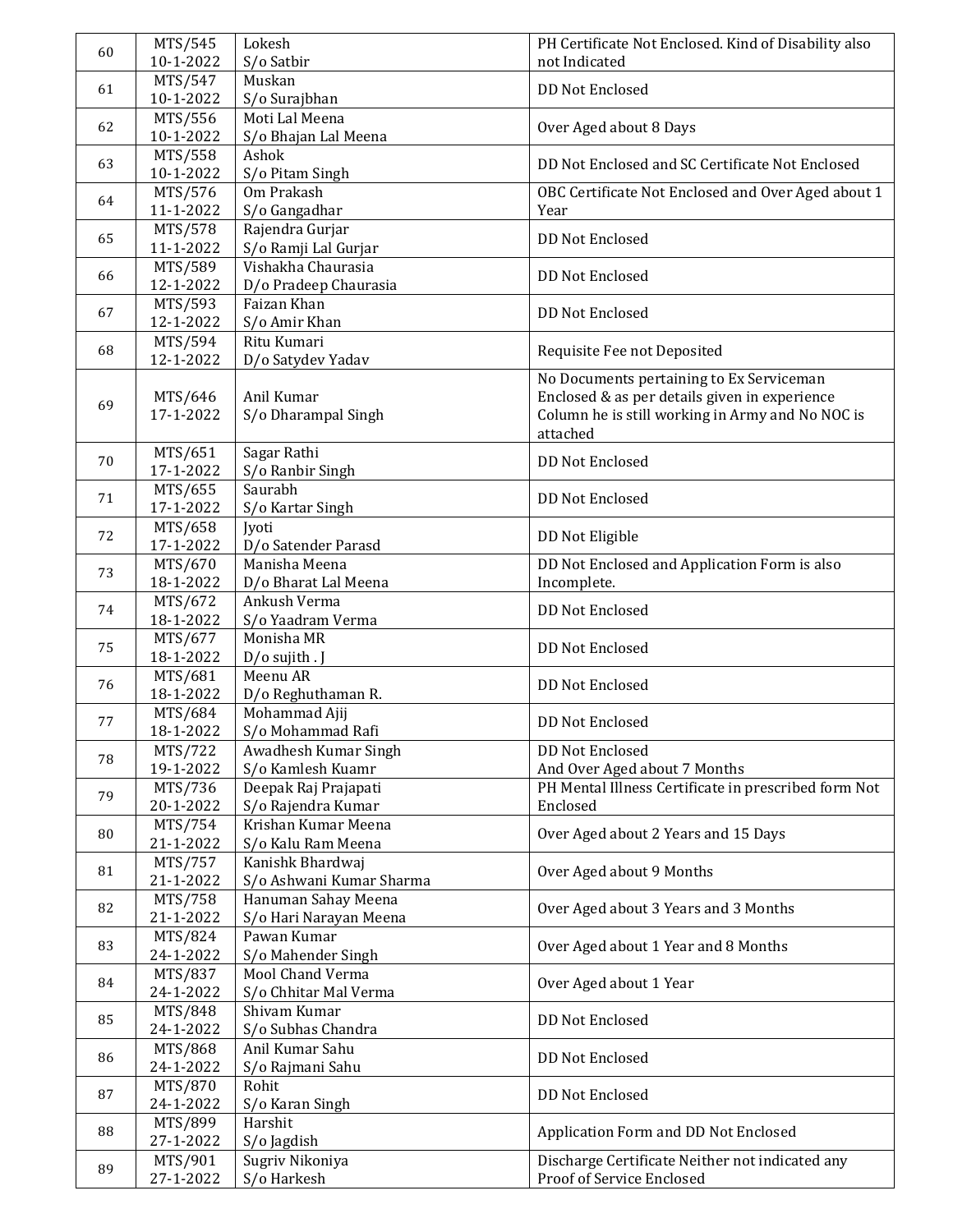| 60 | MTS/545<br>10-1-2022 | Lokesh<br>S/o Satbir | PH Certificate Not Enclosed. Kind of Disability also not Indicated |
|---|---|---|---|
| 61 | MTS/547<br>10-1-2022 | Muskan<br>S/o Surajbhan | DD Not Enclosed |
| 62 | MTS/556<br>10-1-2022 | Moti Lal Meena<br>S/o Bhajan Lal Meena | Over Aged about 8 Days |
| 63 | MTS/558<br>10-1-2022 | Ashok<br>S/o Pitam Singh | DD Not Enclosed and SC Certificate Not Enclosed |
| 64 | MTS/576<br>11-1-2022 | Om Prakash<br>S/o Gangadhar | OBC Certificate Not Enclosed and Over Aged about 1 Year |
| 65 | MTS/578<br>11-1-2022 | Rajendra Gurjar<br>S/o Ramji Lal Gurjar | DD Not Enclosed |
| 66 | MTS/589<br>12-1-2022 | Vishakha Chaurasia<br>D/o Pradeep Chaurasia | DD Not Enclosed |
| 67 | MTS/593<br>12-1-2022 | Faizan Khan<br>S/o Amir Khan | DD Not Enclosed |
| 68 | MTS/594<br>12-1-2022 | Ritu Kumari<br>D/o Satydev Yadav | Requisite Fee not Deposited |
| 69 | MTS/646<br>17-1-2022 | Anil Kumar<br>S/o Dharampal Singh | No Documents pertaining to Ex Serviceman Enclosed & as per details given in experience Column he is still working in Army and No NOC is attached |
| 70 | MTS/651<br>17-1-2022 | Sagar Rathi<br>S/o Ranbir Singh | DD Not Enclosed |
| 71 | MTS/655<br>17-1-2022 | Saurabh<br>S/o Kartar Singh | DD Not Enclosed |
| 72 | MTS/658<br>17-1-2022 | Jyoti<br>D/o Satender Parasd | DD Not Eligible |
| 73 | MTS/670<br>18-1-2022 | Manisha Meena<br>D/o Bharat Lal Meena | DD Not Enclosed and Application Form is also Incomplete. |
| 74 | MTS/672<br>18-1-2022 | Ankush Verma<br>S/o Yaadram Verma | DD Not Enclosed |
| 75 | MTS/677<br>18-1-2022 | Monisha MR<br>D/o sujith . J | DD Not Enclosed |
| 76 | MTS/681<br>18-1-2022 | Meenu AR<br>D/o Reghuthaman R. | DD Not Enclosed |
| 77 | MTS/684<br>18-1-2022 | Mohammad Ajij<br>S/o Mohammad Rafi | DD Not Enclosed |
| 78 | MTS/722<br>19-1-2022 | Awadhesh Kumar Singh<br>S/o Kamlesh Kuamr | DD Not Enclosed<br>And Over Aged about 7 Months |
| 79 | MTS/736<br>20-1-2022 | Deepak Raj Prajapati<br>S/o Rajendra Kumar | PH Mental Illness Certificate in prescribed form Not Enclosed |
| 80 | MTS/754<br>21-1-2022 | Krishan Kumar Meena<br>S/o Kalu Ram Meena | Over Aged about 2 Years and 15 Days |
| 81 | MTS/757<br>21-1-2022 | Kanishk Bhardwaj<br>S/o Ashwani Kumar Sharma | Over Aged about 9 Months |
| 82 | MTS/758<br>21-1-2022 | Hanuman Sahay Meena<br>S/o Hari Narayan Meena | Over Aged about 3 Years and 3 Months |
| 83 | MTS/824<br>24-1-2022 | Pawan Kumar<br>S/o Mahender Singh | Over Aged about 1 Year and 8 Months |
| 84 | MTS/837<br>24-1-2022 | Mool Chand Verma<br>S/o Chhitar Mal Verma | Over Aged about 1 Year |
| 85 | MTS/848<br>24-1-2022 | Shivam Kumar<br>S/o Subhas Chandra | DD Not Enclosed |
| 86 | MTS/868<br>24-1-2022 | Anil Kumar Sahu<br>S/o Rajmani Sahu | DD Not Enclosed |
| 87 | MTS/870<br>24-1-2022 | Rohit<br>S/o Karan Singh | DD Not Enclosed |
| 88 | MTS/899<br>27-1-2022 | Harshit<br>S/o Jagdish | Application Form and DD Not Enclosed |
| 89 | MTS/901<br>27-1-2022 | Sugriv Nikoniya<br>S/o Harkesh | Discharge Certificate Neither not indicated any Proof of Service Enclosed |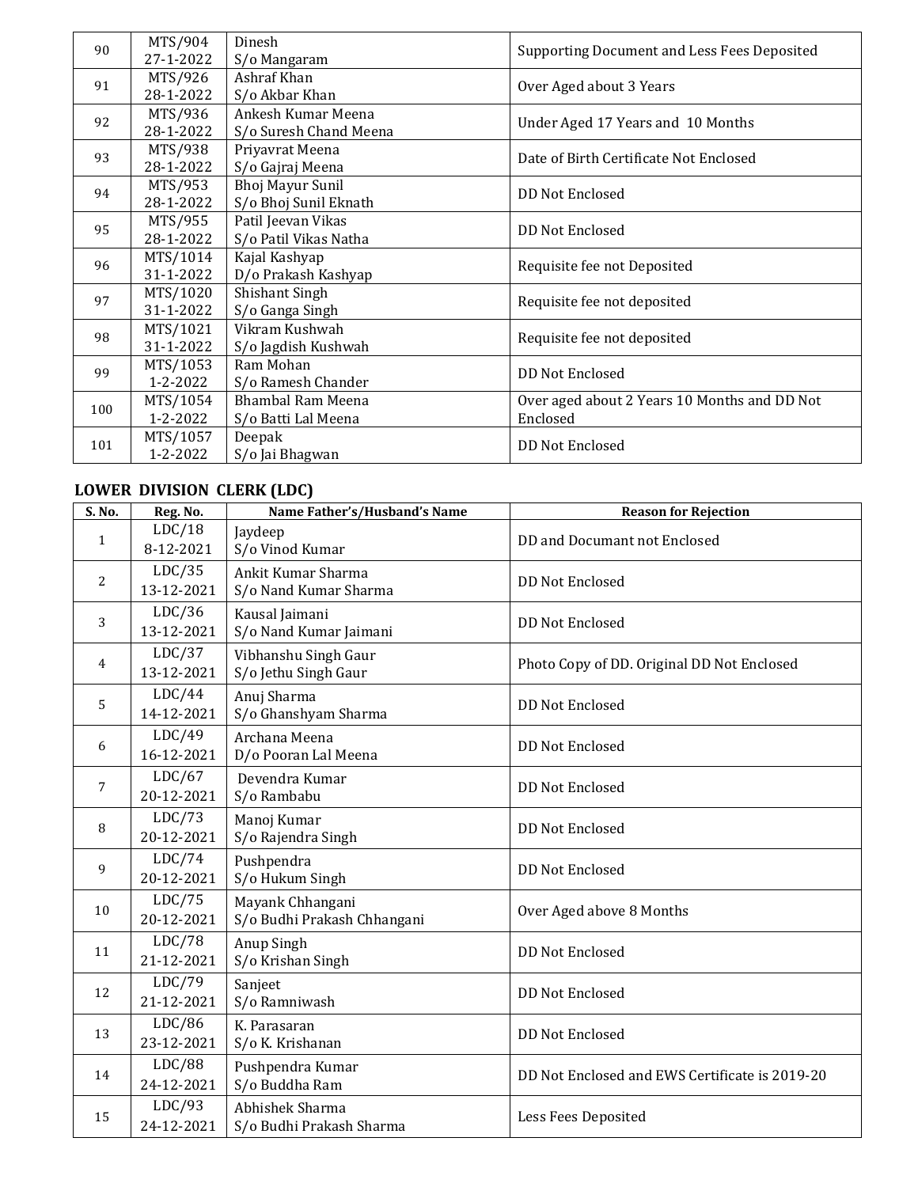| | | | |
|---|---|---|---|
| 90 | MTS/904 27-1-2022 | Dinesh S/o Mangaram | Supporting Document and Less Fees Deposited |
| 91 | MTS/926 28-1-2022 | Ashraf Khan S/o Akbar Khan | Over Aged about 3 Years |
| 92 | MTS/936 28-1-2022 | Ankesh Kumar Meena S/o Suresh Chand Meena | Under Aged 17 Years and 10 Months |
| 93 | MTS/938 28-1-2022 | Priyavrat Meena S/o Gajraj Meena | Date of Birth Certificate Not Enclosed |
| 94 | MTS/953 28-1-2022 | Bhoj Mayur Sunil S/o Bhoj Sunil Eknath | DD Not Enclosed |
| 95 | MTS/955 28-1-2022 | Patil Jeevan Vikas S/o Patil Vikas Natha | DD Not Enclosed |
| 96 | MTS/1014 31-1-2022 | Kajal Kashyap D/o Prakash Kashyap | Requisite fee not Deposited |
| 97 | MTS/1020 31-1-2022 | Shishant Singh S/o Ganga Singh | Requisite fee not deposited |
| 98 | MTS/1021 31-1-2022 | Vikram Kushwah S/o Jagdish Kushwah | Requisite fee not deposited |
| 99 | MTS/1053 1-2-2022 | Ram Mohan S/o Ramesh Chander | DD Not Enclosed |
| 100 | MTS/1054 1-2-2022 | Bhambal Ram Meena S/o Batti Lal Meena | Over aged about 2 Years 10 Months and DD Not Enclosed |
| 101 | MTS/1057 1-2-2022 | Deepak S/o Jai Bhagwan | DD Not Enclosed |

## LOWER DIVISION CLERK (LDC)

| S. No. | Reg. No. | Name Father's/Husband's Name | Reason for Rejection |
|---|---|---|---|
| 1 | LDC/18 8-12-2021 | Jaydeep S/o Vinod Kumar | DD and Documant not Enclosed |
| 2 | LDC/35 13-12-2021 | Ankit Kumar Sharma S/o Nand Kumar Sharma | DD Not Enclosed |
| 3 | LDC/36 13-12-2021 | Kausal Jaimani S/o Nand Kumar Jaimani | DD Not Enclosed |
| 4 | LDC/37 13-12-2021 | Vibhanshu Singh Gaur S/o Jethu Singh Gaur | Photo Copy of DD. Original DD Not Enclosed |
| 5 | LDC/44 14-12-2021 | Anuj Sharma S/o Ghanshyam Sharma | DD Not Enclosed |
| 6 | LDC/49 16-12-2021 | Archana Meena D/o Pooran Lal Meena | DD Not Enclosed |
| 7 | LDC/67 20-12-2021 | Devendra Kumar S/o Rambabu | DD Not Enclosed |
| 8 | LDC/73 20-12-2021 | Manoj Kumar S/o Rajendra Singh | DD Not Enclosed |
| 9 | LDC/74 20-12-2021 | Pushpendra S/o Hukum Singh | DD Not Enclosed |
| 10 | LDC/75 20-12-2021 | Mayank Chhangani S/o Budhi Prakash Chhangani | Over Aged above 8 Months |
| 11 | LDC/78 21-12-2021 | Anup Singh S/o Krishan Singh | DD Not Enclosed |
| 12 | LDC/79 21-12-2021 | Sanjeet S/o Ramniwash | DD Not Enclosed |
| 13 | LDC/86 23-12-2021 | K. Parasaran S/o K. Krishanan | DD Not Enclosed |
| 14 | LDC/88 24-12-2021 | Pushpendra Kumar S/o Buddha Ram | DD Not Enclosed and EWS Certificate is 2019-20 |
| 15 | LDC/93 24-12-2021 | Abhishek Sharma S/o Budhi Prakash Sharma | Less Fees Deposited |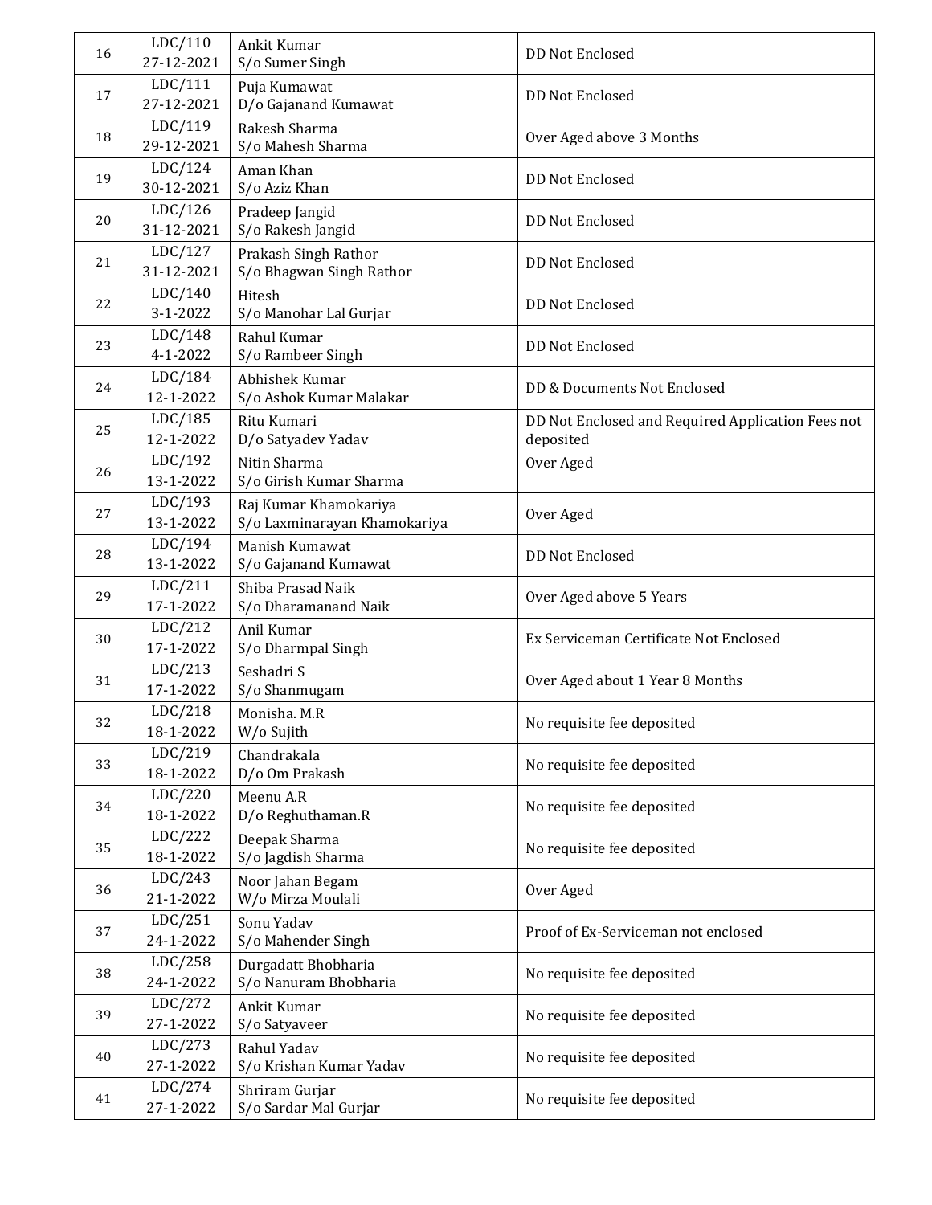| 16 | LDC/110<br>27-12-2021 | Ankit Kumar<br>S/o Sumer Singh | DD Not Enclosed |
|---|---|---|---|
| 17 | LDC/111<br>27-12-2021 | Puja Kumawat<br>D/o Gajanand Kumawat | DD Not Enclosed |
| 18 | LDC/119<br>29-12-2021 | Rakesh Sharma<br>S/o Mahesh Sharma | Over Aged above 3 Months |
| 19 | LDC/124<br>30-12-2021 | Aman Khan<br>S/o Aziz Khan | DD Not Enclosed |
| 20 | LDC/126<br>31-12-2021 | Pradeep Jangid<br>S/o Rakesh Jangid | DD Not Enclosed |
| 21 | LDC/127<br>31-12-2021 | Prakash Singh Rathor<br>S/o Bhagwan Singh Rathor | DD Not Enclosed |
| 22 | LDC/140<br>3-1-2022 | Hitesh<br>S/o Manohar Lal Gurjar | DD Not Enclosed |
| 23 | LDC/148<br>4-1-2022 | Rahul Kumar<br>S/o Rambeer Singh | DD Not Enclosed |
| 24 | LDC/184<br>12-1-2022 | Abhishek Kumar<br>S/o Ashok Kumar Malakar | DD & Documents Not Enclosed |
| 25 | LDC/185<br>12-1-2022 | Ritu Kumari<br>D/o Satyadev Yadav | DD Not Enclosed and Required Application Fees not deposited |
| 26 | LDC/192<br>13-1-2022 | Nitin Sharma<br>S/o Girish Kumar Sharma | Over Aged |
| 27 | LDC/193<br>13-1-2022 | Raj Kumar Khamokariya<br>S/o Laxminarayan Khamokariya | Over Aged |
| 28 | LDC/194<br>13-1-2022 | Manish Kumawat<br>S/o Gajanand Kumawat | DD Not Enclosed |
| 29 | LDC/211<br>17-1-2022 | Shiba Prasad Naik<br>S/o Dharamanand Naik | Over Aged above 5 Years |
| 30 | LDC/212<br>17-1-2022 | Anil Kumar<br>S/o Dharmpal Singh | Ex Serviceman Certificate Not Enclosed |
| 31 | LDC/213<br>17-1-2022 | Seshadri S<br>S/o Shanmugam | Over Aged about 1 Year 8 Months |
| 32 | LDC/218<br>18-1-2022 | Monisha. M.R<br>W/o Sujith | No requisite fee deposited |
| 33 | LDC/219<br>18-1-2022 | Chandrakala<br>D/o Om Prakash | No requisite fee deposited |
| 34 | LDC/220<br>18-1-2022 | Meenu A.R<br>D/o Reghuthaman.R | No requisite fee deposited |
| 35 | LDC/222<br>18-1-2022 | Deepak Sharma<br>S/o Jagdish Sharma | No requisite fee deposited |
| 36 | LDC/243<br>21-1-2022 | Noor Jahan Begam<br>W/o Mirza Moulali | Over Aged |
| 37 | LDC/251<br>24-1-2022 | Sonu Yadav<br>S/o Mahender Singh | Proof of Ex-Serviceman not enclosed |
| 38 | LDC/258<br>24-1-2022 | Durgadatt Bhobharia<br>S/o Nanuram Bhobharia | No requisite fee deposited |
| 39 | LDC/272<br>27-1-2022 | Ankit Kumar<br>S/o Satyaveer | No requisite fee deposited |
| 40 | LDC/273<br>27-1-2022 | Rahul Yadav<br>S/o Krishan Kumar Yadav | No requisite fee deposited |
| 41 | LDC/274<br>27-1-2022 | Shriram Gurjar<br>S/o Sardar Mal Gurjar | No requisite fee deposited |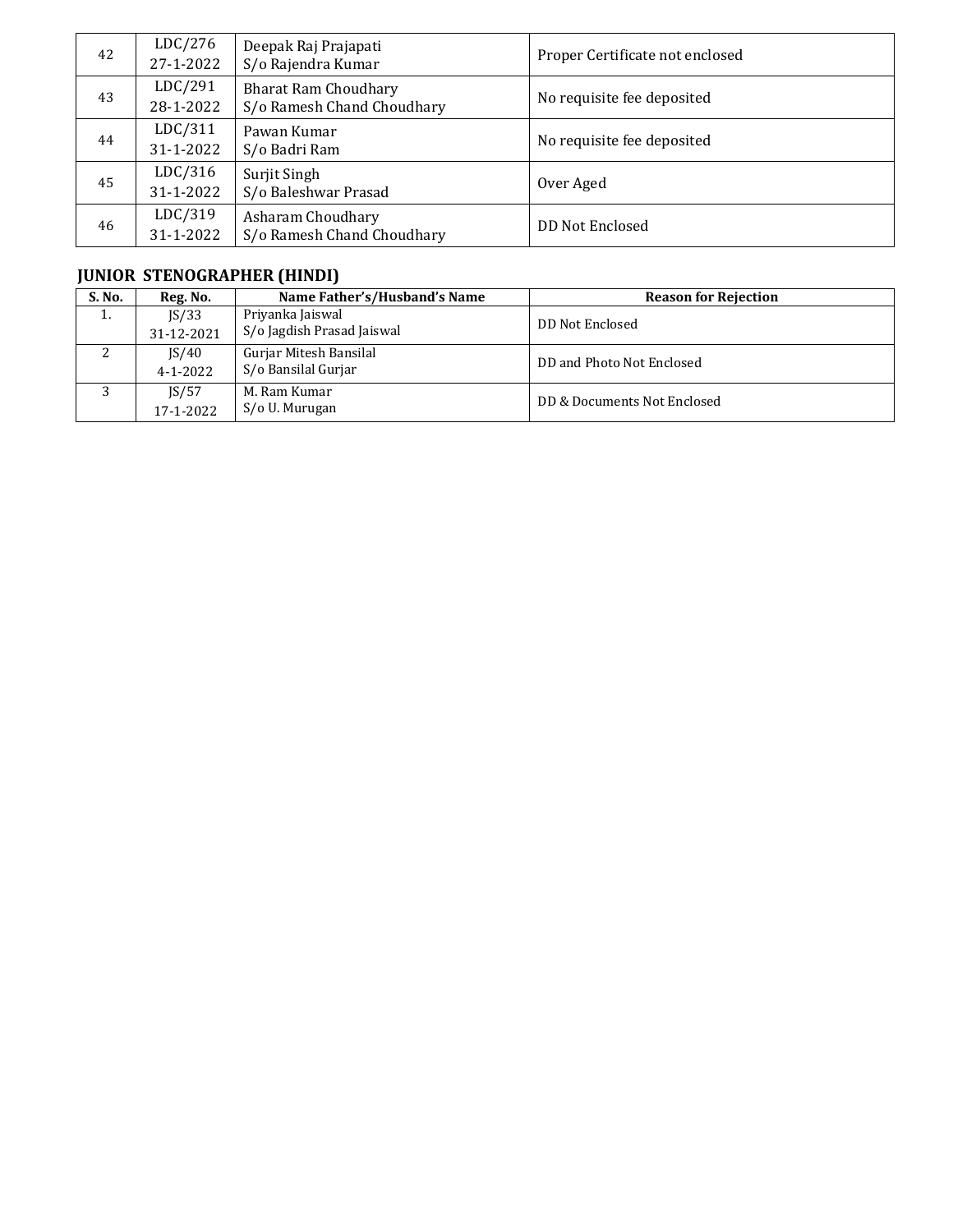| | | | |
|---|---|---|---|
| 42 | LDC/276<br>27-1-2022 | Deepak Raj Prajapati<br>S/o Rajendra Kumar | Proper Certificate not enclosed |
| 43 | LDC/291<br>28-1-2022 | Bharat Ram Choudhary<br>S/o Ramesh Chand Choudhary | No requisite fee deposited |
| 44 | LDC/311<br>31-1-2022 | Pawan Kumar<br>S/o Badri Ram | No requisite fee deposited |
| 45 | LDC/316<br>31-1-2022 | Surjit Singh<br>S/o Baleshwar Prasad | Over Aged |
| 46 | LDC/319<br>31-1-2022 | Asharam Choudhary<br>S/o Ramesh Chand Choudhary | DD Not Enclosed |

## JUNIOR STENOGRAPHER (HINDI)

| S. No. | Reg. No. | Name Father's/Husband's Name | Reason for Rejection |
|---|---|---|---|
| 1. | JS/33<br>31-12-2021 | Priyanka Jaiswal<br>S/o Jagdish Prasad Jaiswal | DD Not Enclosed |
| 2 | JS/40<br>4-1-2022 | Gurjar Mitesh Bansilal<br>S/o Bansilal Gurjar | DD and Photo Not Enclosed |
| 3 | JS/57<br>17-1-2022 | M. Ram Kumar<br>S/o U. Murugan | DD & Documents Not Enclosed |